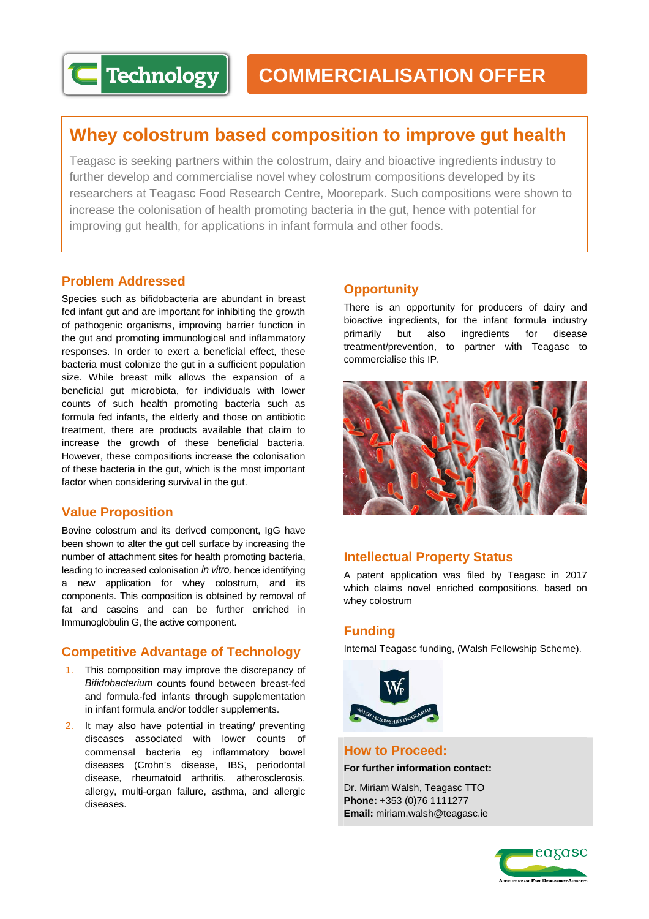Technology

# COMMERCIALISATION OFFER

## Whey colostrum based composition to improve gut health

Teagasc is seeking partners within the colostrum, dairy and bioactive ingredients industry to further develop and commercialise novel whey colostrum compositions developed by its researchers at Teagasc Food Research Centre, Moorepark. Such compositions were shown to increase the colonisation of health promoting bacteria in the gut, hence with potential for improving gut health, for applications in infant formula and other foods.

### Problem Addressed

Species such as bifidobacteria are abundant in breast fed infant gut and are important for inhibiting the growth of pathogenic organisms, improving barrier function in the gut and promoting immunological and inflammatory responses. In order to exert a beneficial effect, these bacteria must colonize the gut in a sufficient population size. While breast milk allows the expansion of a beneficial gut microbiota, for individuals with lower counts of such health promoting bacteria such as formula fed infants, the elderly and those on antibiotic treatment, there are products available that claim to increase the growth of these beneficial bacteria. However, these compositions increase the colonisation of these bacteria in the gut, which is the most important factor when considering survival in the gut.

### Value Proposition

Bovine colostrum and its derived component, IgG have been shown to alter the gut cell surface by increasing the number of attachment sites for health promoting bacteria, leading to increased colonisation *in vitro,* hence identifying a new application for whey colostrum, and its components. This composition is obtained by removal of fat and caseins and can be further enriched in Immunoglobulin G, the active component.

### Competitive Advantage of Technology

1. This composition may improve the discrepancy of *Bifidobacterium* counts found between breast-fed and formula-fed infants through supplementation in infant formula and/or toddler supplements.
2. It may also have potential in treating/ preventing diseases associated with lower counts of commensal bacteria eg inflammatory bowel diseases (Crohn's disease, IBS, periodontal disease, rheumatoid arthritis, atherosclerosis, allergy, multi-organ failure, asthma, and allergic diseases.

### Opportunity

There is an opportunity for producers of dairy and bioactive ingredients, for the infant formula industry primarily but also ingredients for disease treatment/prevention, to partner with Teagasc to commercialise this IP.

### Intellectual Property Status

A patent application was filed by Teagasc in 2017 which claims novel enriched compositions, based on whey colostrum

### Funding

Internal Teagasc funding, (Walsh Fellowship Scheme).

### How to Proceed:

**For further information contact:**

Dr. Miriam Walsh, Teagasc TTO
**Phone:** +353 (0)76 1111277
**Email:** miriam.walsh@teagasc.ie